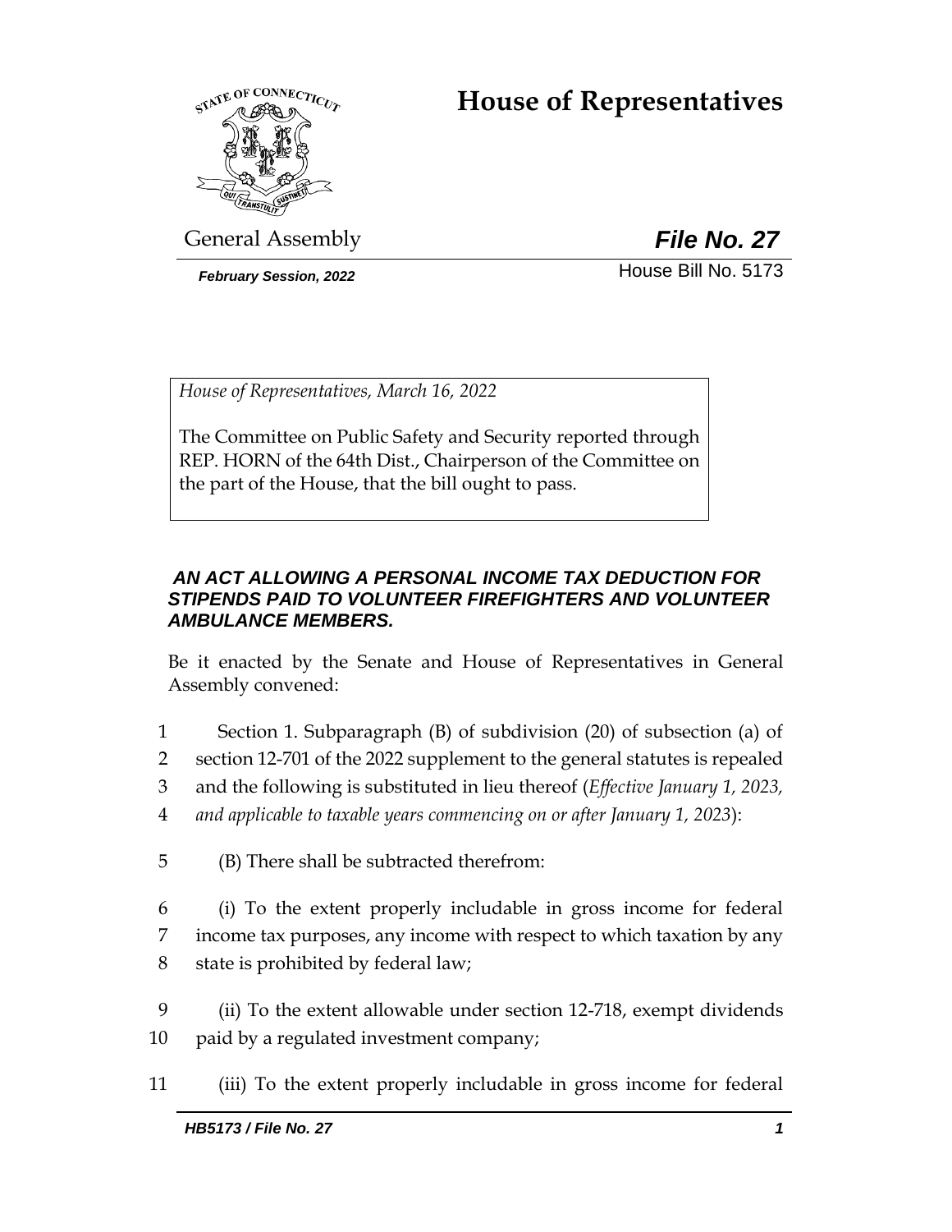# House of Representatives

General Assembly

***File No. 27***

*February Session, 2022*

House Bill No. 5173

*House of Representatives, March 16, 2022*

The Committee on Public Safety and Security reported through REP. HORN of the 64th Dist., Chairperson of the Committee on the part of the House, that the bill ought to pass.

***AN ACT ALLOWING A PERSONAL INCOME TAX DEDUCTION FOR STIPENDS PAID TO VOLUNTEER FIREFIGHTERS AND VOLUNTEER AMBULANCE MEMBERS.***

Be it enacted by the Senate and House of Representatives in General Assembly convened:

1 Section 1. Subparagraph (B) of subdivision (20) of subsection (a) of
2 section 12-701 of the 2022 supplement to the general statutes is repealed
3 and the following is substituted in lieu thereof (*Effective January 1, 2023,*
4 *and applicable to taxable years commencing on or after January 1, 2023*):

5 (B) There shall be subtracted therefrom:

6 (i) To the extent properly includable in gross income for federal
7 income tax purposes, any income with respect to which taxation by any
8 state is prohibited by federal law;

9 (ii) To the extent allowable under section 12-718, exempt dividends
10 paid by a regulated investment company;

11 (iii) To the extent properly includable in gross income for federal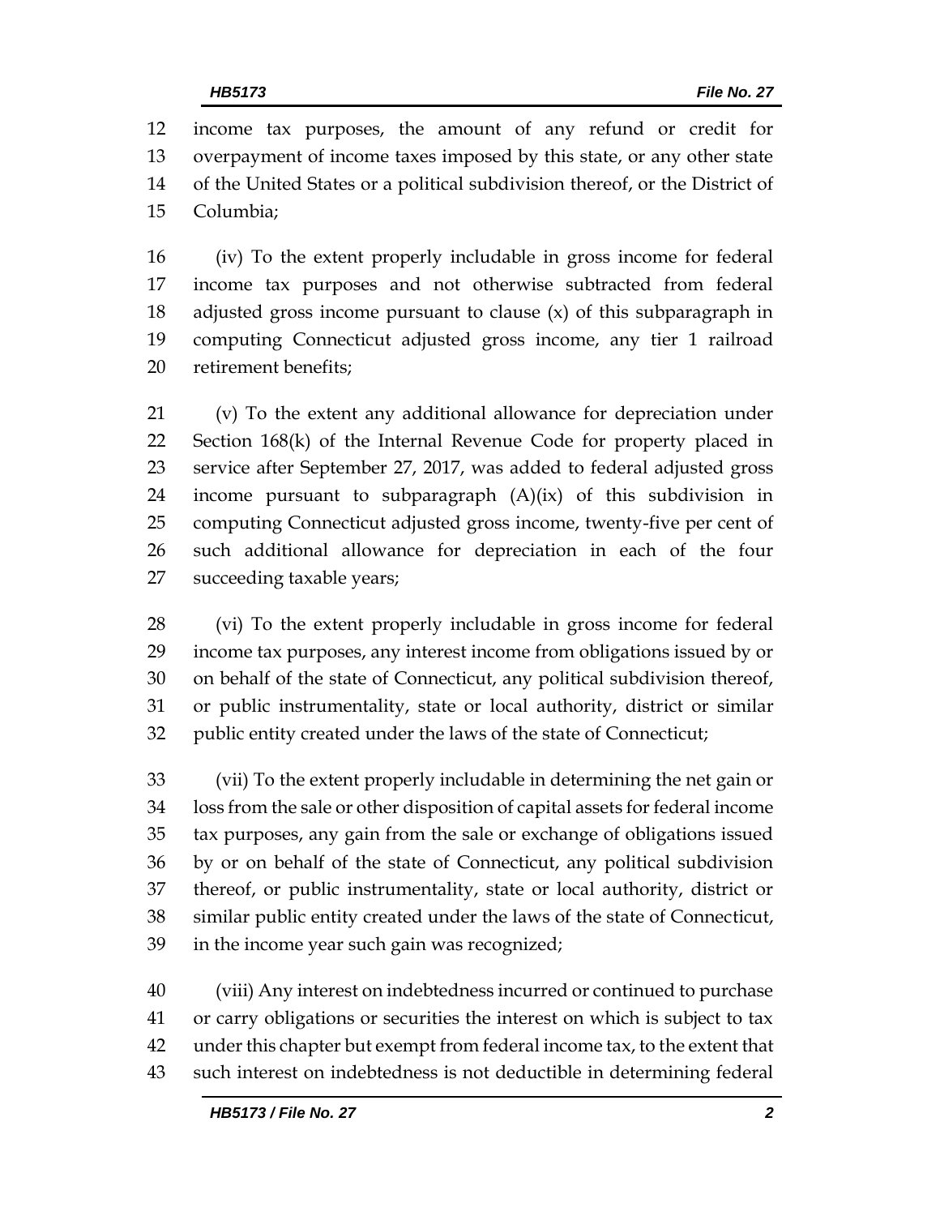income tax purposes, the amount of any refund or credit for overpayment of income taxes imposed by this state, or any other state of the United States or a political subdivision thereof, or the District of Columbia;

(iv) To the extent properly includable in gross income for federal income tax purposes and not otherwise subtracted from federal adjusted gross income pursuant to clause (x) of this subparagraph in computing Connecticut adjusted gross income, any tier 1 railroad retirement benefits;

(v) To the extent any additional allowance for depreciation under Section 168(k) of the Internal Revenue Code for property placed in service after September 27, 2017, was added to federal adjusted gross income pursuant to subparagraph (A)(ix) of this subdivision in computing Connecticut adjusted gross income, twenty-five per cent of such additional allowance for depreciation in each of the four succeeding taxable years;

(vi) To the extent properly includable in gross income for federal income tax purposes, any interest income from obligations issued by or on behalf of the state of Connecticut, any political subdivision thereof, or public instrumentality, state or local authority, district or similar public entity created under the laws of the state of Connecticut;

(vii) To the extent properly includable in determining the net gain or loss from the sale or other disposition of capital assets for federal income tax purposes, any gain from the sale or exchange of obligations issued by or on behalf of the state of Connecticut, any political subdivision thereof, or public instrumentality, state or local authority, district or similar public entity created under the laws of the state of Connecticut, in the income year such gain was recognized;

(viii) Any interest on indebtedness incurred or continued to purchase or carry obligations or securities the interest on which is subject to tax under this chapter but exempt from federal income tax, to the extent that such interest on indebtedness is not deductible in determining federal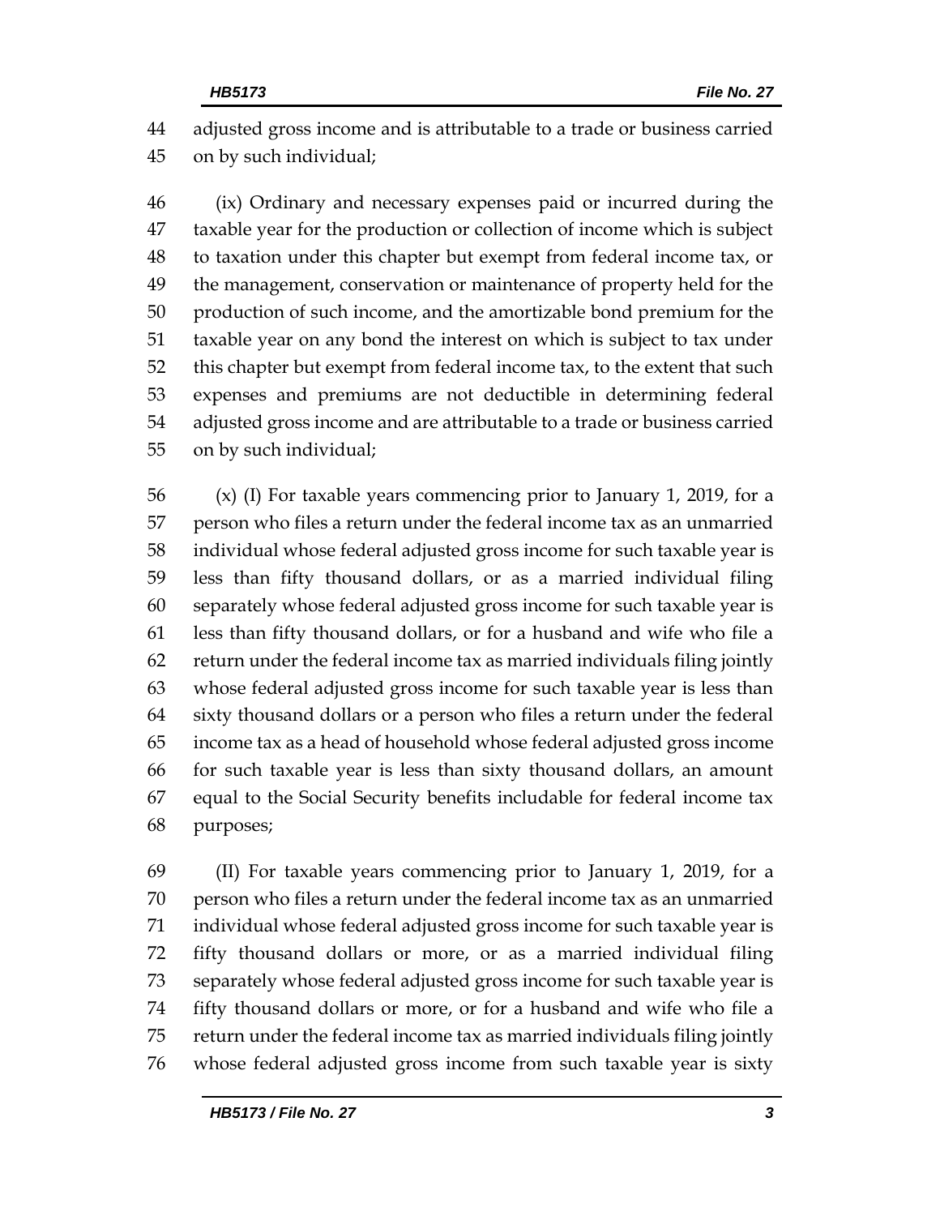adjusted gross income and is attributable to a trade or business carried on by such individual;

(ix) Ordinary and necessary expenses paid or incurred during the taxable year for the production or collection of income which is subject to taxation under this chapter but exempt from federal income tax, or the management, conservation or maintenance of property held for the production of such income, and the amortizable bond premium for the taxable year on any bond the interest on which is subject to tax under this chapter but exempt from federal income tax, to the extent that such expenses and premiums are not deductible in determining federal adjusted gross income and are attributable to a trade or business carried on by such individual;

(x) (I) For taxable years commencing prior to January 1, 2019, for a person who files a return under the federal income tax as an unmarried individual whose federal adjusted gross income for such taxable year is less than fifty thousand dollars, or as a married individual filing separately whose federal adjusted gross income for such taxable year is less than fifty thousand dollars, or for a husband and wife who file a return under the federal income tax as married individuals filing jointly whose federal adjusted gross income for such taxable year is less than sixty thousand dollars or a person who files a return under the federal income tax as a head of household whose federal adjusted gross income for such taxable year is less than sixty thousand dollars, an amount equal to the Social Security benefits includable for federal income tax purposes;

(II) For taxable years commencing prior to January 1, 2019, for a person who files a return under the federal income tax as an unmarried individual whose federal adjusted gross income for such taxable year is fifty thousand dollars or more, or as a married individual filing separately whose federal adjusted gross income for such taxable year is fifty thousand dollars or more, or for a husband and wife who file a return under the federal income tax as married individuals filing jointly whose federal adjusted gross income from such taxable year is sixty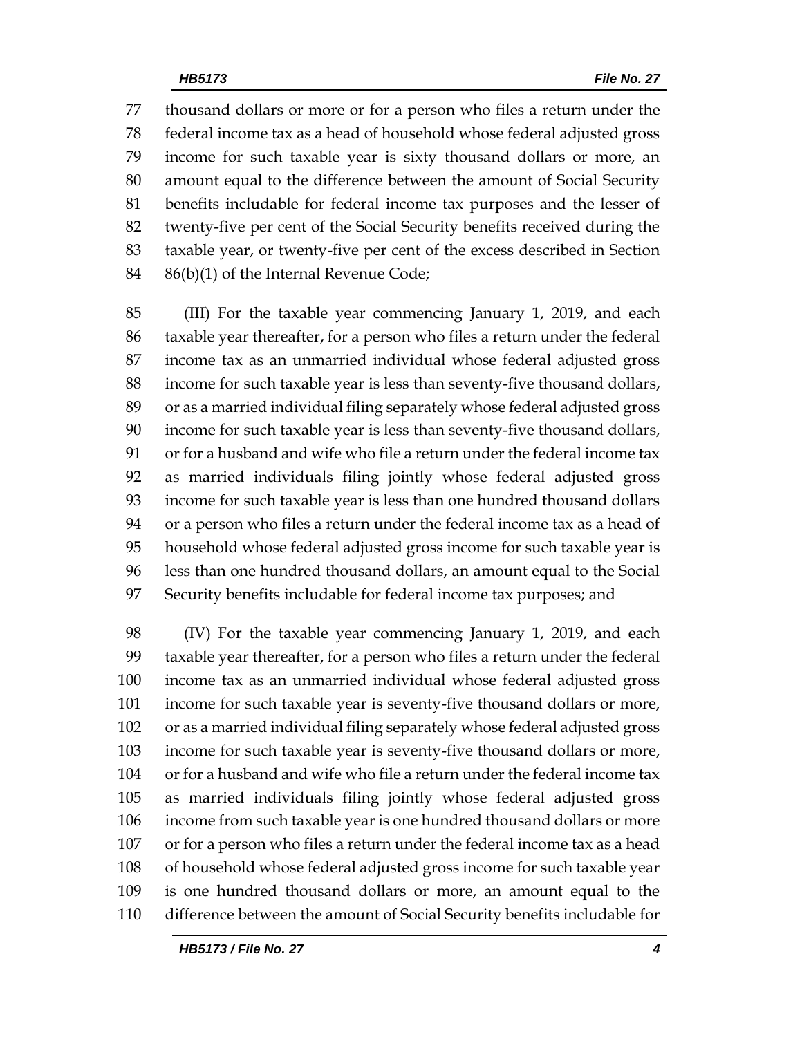77 thousand dollars or more or for a person who files a return under the
78 federal income tax as a head of household whose federal adjusted gross
79 income for such taxable year is sixty thousand dollars or more, an
80 amount equal to the difference between the amount of Social Security
81 benefits includable for federal income tax purposes and the lesser of
82 twenty-five per cent of the Social Security benefits received during the
83 taxable year, or twenty-five per cent of the excess described in Section
84 86(b)(1) of the Internal Revenue Code;

85 (III) For the taxable year commencing January 1, 2019, and each
86 taxable year thereafter, for a person who files a return under the federal
87 income tax as an unmarried individual whose federal adjusted gross
88 income for such taxable year is less than seventy-five thousand dollars,
89 or as a married individual filing separately whose federal adjusted gross
90 income for such taxable year is less than seventy-five thousand dollars,
91 or for a husband and wife who file a return under the federal income tax
92 as married individuals filing jointly whose federal adjusted gross
93 income for such taxable year is less than one hundred thousand dollars
94 or a person who files a return under the federal income tax as a head of
95 household whose federal adjusted gross income for such taxable year is
96 less than one hundred thousand dollars, an amount equal to the Social
97 Security benefits includable for federal income tax purposes; and

98 (IV) For the taxable year commencing January 1, 2019, and each
99 taxable year thereafter, for a person who files a return under the federal
100 income tax as an unmarried individual whose federal adjusted gross
101 income for such taxable year is seventy-five thousand dollars or more,
102 or as a married individual filing separately whose federal adjusted gross
103 income for such taxable year is seventy-five thousand dollars or more,
104 or for a husband and wife who file a return under the federal income tax
105 as married individuals filing jointly whose federal adjusted gross
106 income from such taxable year is one hundred thousand dollars or more
107 or for a person who files a return under the federal income tax as a head
108 of household whose federal adjusted gross income for such taxable year
109 is one hundred thousand dollars or more, an amount equal to the
110 difference between the amount of Social Security benefits includable for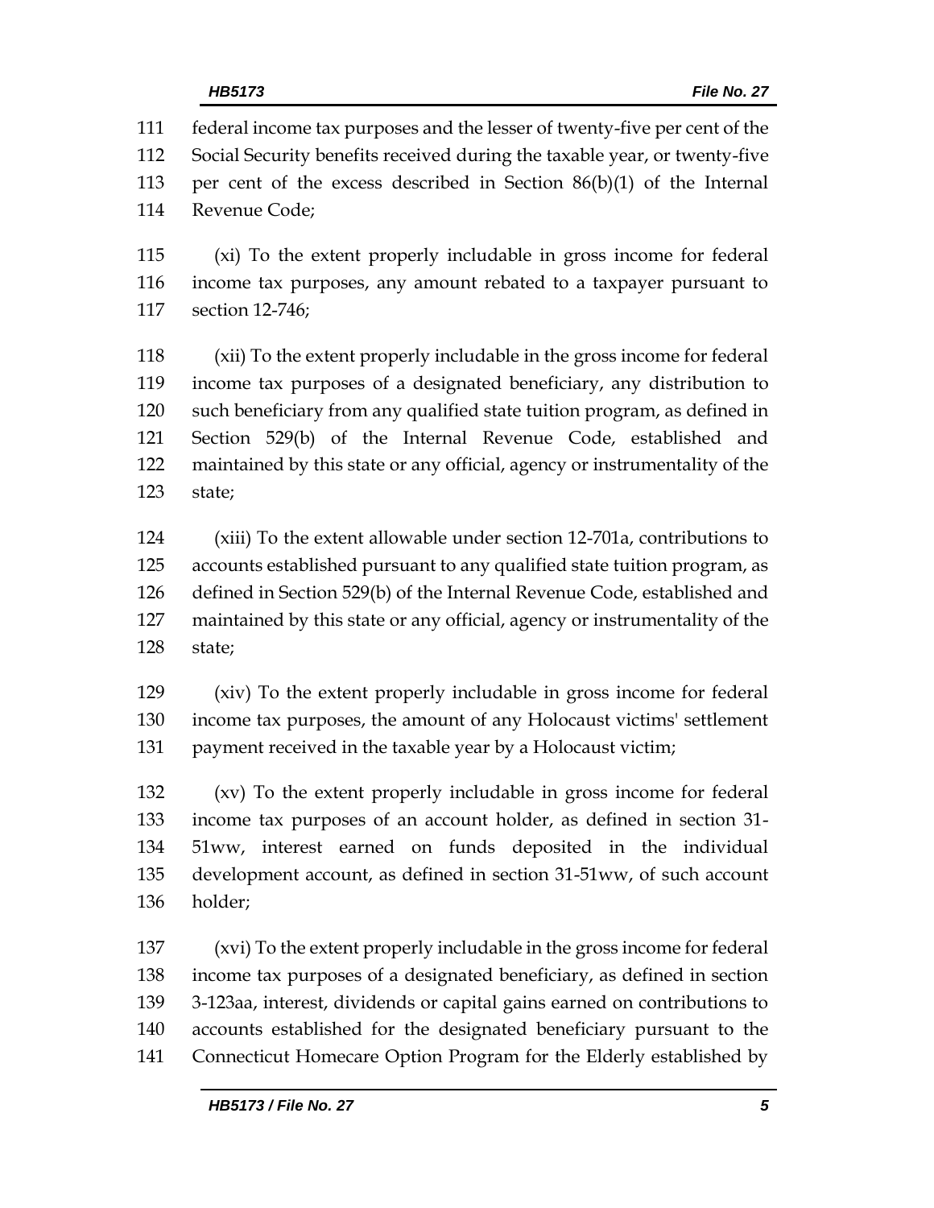federal income tax purposes and the lesser of twenty-five per cent of the Social Security benefits received during the taxable year, or twenty-five per cent of the excess described in Section 86(b)(1) of the Internal Revenue Code;

(xi) To the extent properly includable in gross income for federal income tax purposes, any amount rebated to a taxpayer pursuant to section 12-746;

(xii) To the extent properly includable in the gross income for federal income tax purposes of a designated beneficiary, any distribution to such beneficiary from any qualified state tuition program, as defined in Section 529(b) of the Internal Revenue Code, established and maintained by this state or any official, agency or instrumentality of the state;

(xiii) To the extent allowable under section 12-701a, contributions to accounts established pursuant to any qualified state tuition program, as defined in Section 529(b) of the Internal Revenue Code, established and maintained by this state or any official, agency or instrumentality of the state;

(xiv) To the extent properly includable in gross income for federal income tax purposes, the amount of any Holocaust victims' settlement payment received in the taxable year by a Holocaust victim;

(xv) To the extent properly includable in gross income for federal income tax purposes of an account holder, as defined in section 31-51ww, interest earned on funds deposited in the individual development account, as defined in section 31-51ww, of such account holder;

(xvi) To the extent properly includable in the gross income for federal income tax purposes of a designated beneficiary, as defined in section 3-123aa, interest, dividends or capital gains earned on contributions to accounts established for the designated beneficiary pursuant to the Connecticut Homecare Option Program for the Elderly established by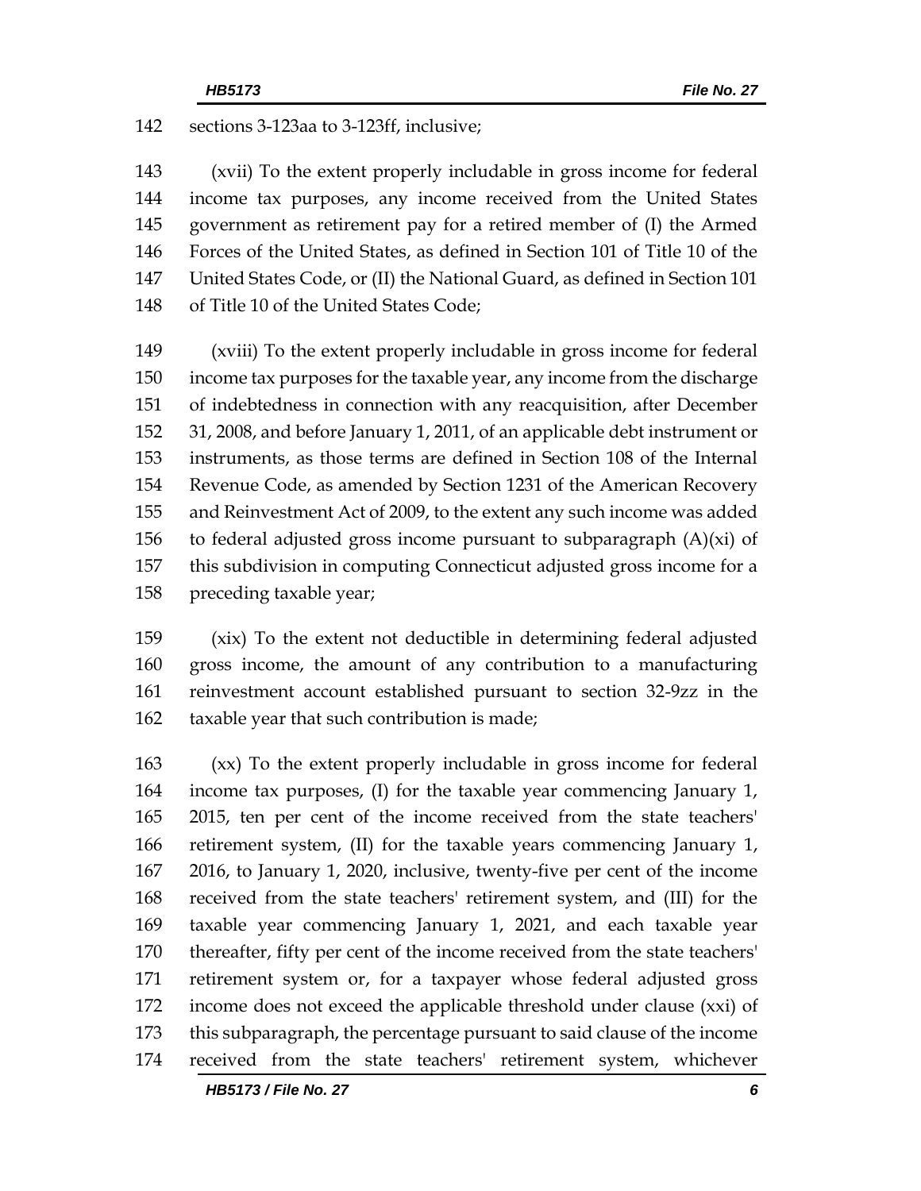sections 3-123aa to 3-123ff, inclusive;

(xvii) To the extent properly includable in gross income for federal income tax purposes, any income received from the United States government as retirement pay for a retired member of (I) the Armed Forces of the United States, as defined in Section 101 of Title 10 of the United States Code, or (II) the National Guard, as defined in Section 101 of Title 10 of the United States Code;

(xviii) To the extent properly includable in gross income for federal income tax purposes for the taxable year, any income from the discharge of indebtedness in connection with any reacquisition, after December 31, 2008, and before January 1, 2011, of an applicable debt instrument or instruments, as those terms are defined in Section 108 of the Internal Revenue Code, as amended by Section 1231 of the American Recovery and Reinvestment Act of 2009, to the extent any such income was added to federal adjusted gross income pursuant to subparagraph (A)(xi) of this subdivision in computing Connecticut adjusted gross income for a preceding taxable year;

(xix) To the extent not deductible in determining federal adjusted gross income, the amount of any contribution to a manufacturing reinvestment account established pursuant to section 32-9zz in the taxable year that such contribution is made;

(xx) To the extent properly includable in gross income for federal income tax purposes, (I) for the taxable year commencing January 1, 2015, ten per cent of the income received from the state teachers' retirement system, (II) for the taxable years commencing January 1, 2016, to January 1, 2020, inclusive, twenty-five per cent of the income received from the state teachers' retirement system, and (III) for the taxable year commencing January 1, 2021, and each taxable year thereafter, fifty per cent of the income received from the state teachers' retirement system or, for a taxpayer whose federal adjusted gross income does not exceed the applicable threshold under clause (xxi) of this subparagraph, the percentage pursuant to said clause of the income received from the state teachers' retirement system, whichever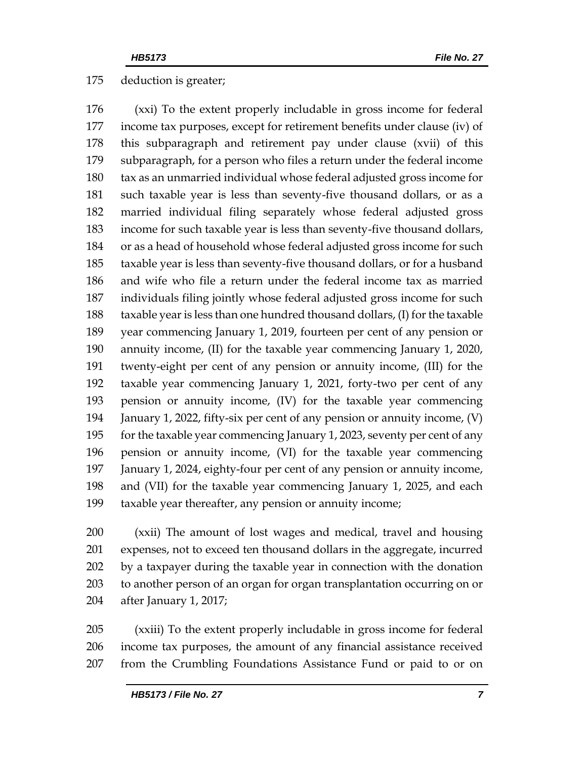deduction is greater;

(xxi) To the extent properly includable in gross income for federal income tax purposes, except for retirement benefits under clause (iv) of this subparagraph and retirement pay under clause (xvii) of this subparagraph, for a person who files a return under the federal income tax as an unmarried individual whose federal adjusted gross income for such taxable year is less than seventy-five thousand dollars, or as a married individual filing separately whose federal adjusted gross income for such taxable year is less than seventy-five thousand dollars, or as a head of household whose federal adjusted gross income for such taxable year is less than seventy-five thousand dollars, or for a husband and wife who file a return under the federal income tax as married individuals filing jointly whose federal adjusted gross income for such taxable year is less than one hundred thousand dollars, (I) for the taxable year commencing January 1, 2019, fourteen per cent of any pension or annuity income, (II) for the taxable year commencing January 1, 2020, twenty-eight per cent of any pension or annuity income, (III) for the taxable year commencing January 1, 2021, forty-two per cent of any pension or annuity income, (IV) for the taxable year commencing January 1, 2022, fifty-six per cent of any pension or annuity income, (V) for the taxable year commencing January 1, 2023, seventy per cent of any pension or annuity income, (VI) for the taxable year commencing January 1, 2024, eighty-four per cent of any pension or annuity income, and (VII) for the taxable year commencing January 1, 2025, and each taxable year thereafter, any pension or annuity income;

(xxii) The amount of lost wages and medical, travel and housing expenses, not to exceed ten thousand dollars in the aggregate, incurred by a taxpayer during the taxable year in connection with the donation to another person of an organ for organ transplantation occurring on or after January 1, 2017;

(xxiii) To the extent properly includable in gross income for federal income tax purposes, the amount of any financial assistance received from the Crumbling Foundations Assistance Fund or paid to or on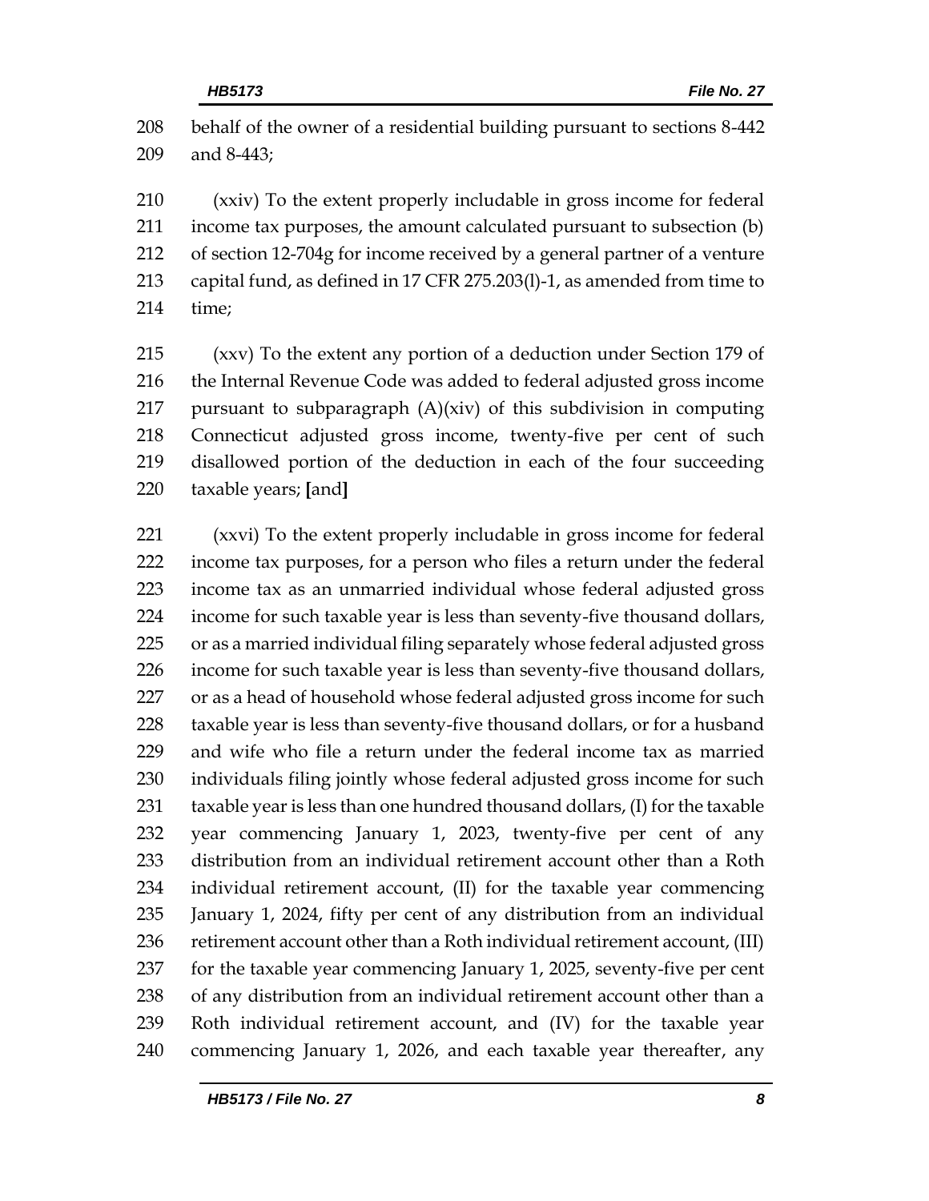behalf of the owner of a residential building pursuant to sections 8-442 and 8-443;

(xxiv) To the extent properly includable in gross income for federal income tax purposes, the amount calculated pursuant to subsection (b) of section 12-704g for income received by a general partner of a venture capital fund, as defined in 17 CFR 275.203(l)-1, as amended from time to time;

(xxv) To the extent any portion of a deduction under Section 179 of the Internal Revenue Code was added to federal adjusted gross income pursuant to subparagraph (A)(xiv) of this subdivision in computing Connecticut adjusted gross income, twenty-five per cent of such disallowed portion of the deduction in each of the four succeeding taxable years; [and]

(xxvi) To the extent properly includable in gross income for federal income tax purposes, for a person who files a return under the federal income tax as an unmarried individual whose federal adjusted gross income for such taxable year is less than seventy-five thousand dollars, or as a married individual filing separately whose federal adjusted gross income for such taxable year is less than seventy-five thousand dollars, or as a head of household whose federal adjusted gross income for such taxable year is less than seventy-five thousand dollars, or for a husband and wife who file a return under the federal income tax as married individuals filing jointly whose federal adjusted gross income for such taxable year is less than one hundred thousand dollars, (I) for the taxable year commencing January 1, 2023, twenty-five per cent of any distribution from an individual retirement account other than a Roth individual retirement account, (II) for the taxable year commencing January 1, 2024, fifty per cent of any distribution from an individual retirement account other than a Roth individual retirement account, (III) for the taxable year commencing January 1, 2025, seventy-five per cent of any distribution from an individual retirement account other than a Roth individual retirement account, and (IV) for the taxable year commencing January 1, 2026, and each taxable year thereafter, any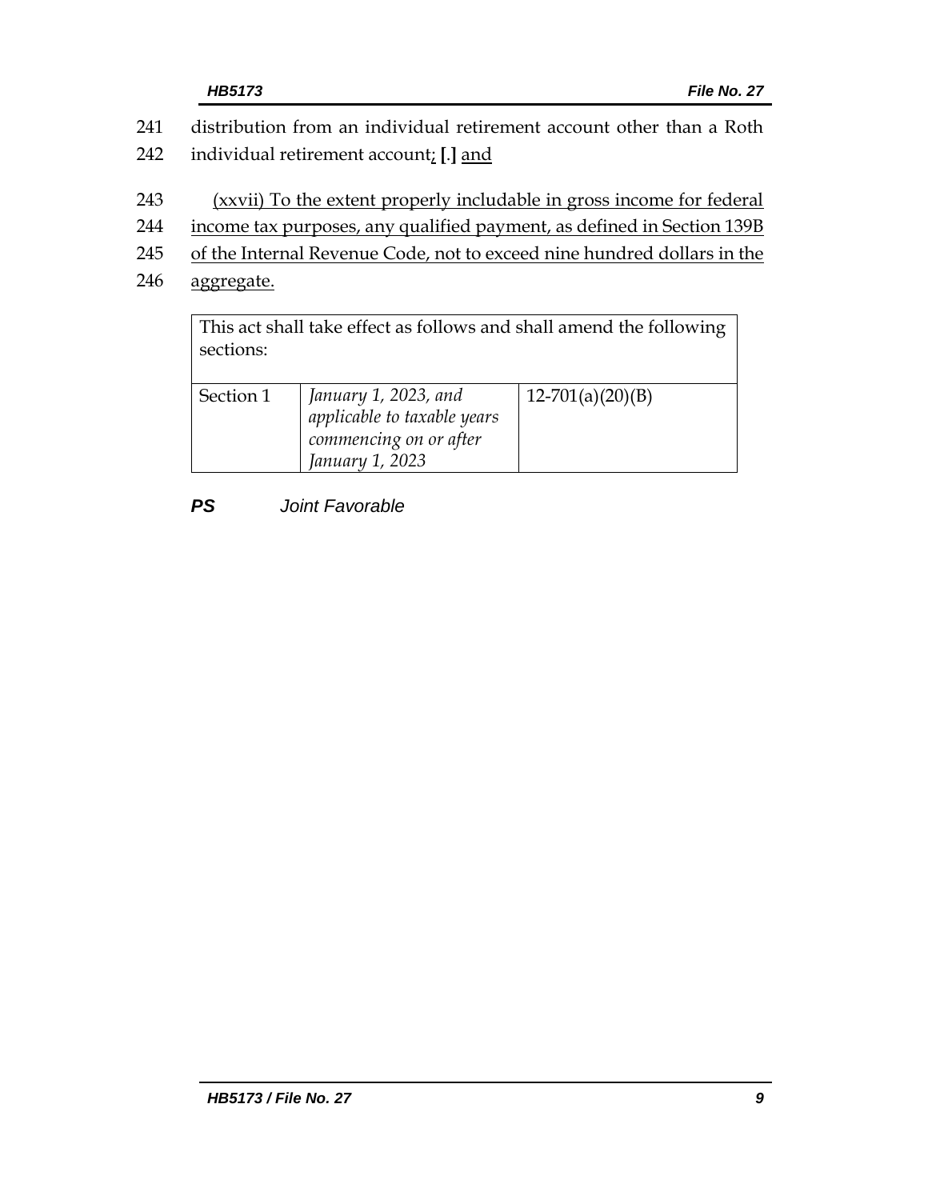241 distribution from an individual retirement account other than a Roth
242 individual retirement account<u>;</u> **[**.**]** <u>and</u>

243 <u>(xxvii) To the extent properly includable in gross income for federal</u>
244 <u>income tax purposes, any qualified payment, as defined in Section 139B</u>
245 <u>of the Internal Revenue Code, not to exceed nine hundred dollars in the</u>
246 <u>aggregate.</u>

| This act shall take effect as follows and shall amend the following sections: | | |
|---|---|---|
| Section 1 | *January 1, 2023, and applicable to taxable years commencing on or after January 1, 2023* | 12-701(a)(20)(B) |

***PS*** *Joint Favorable*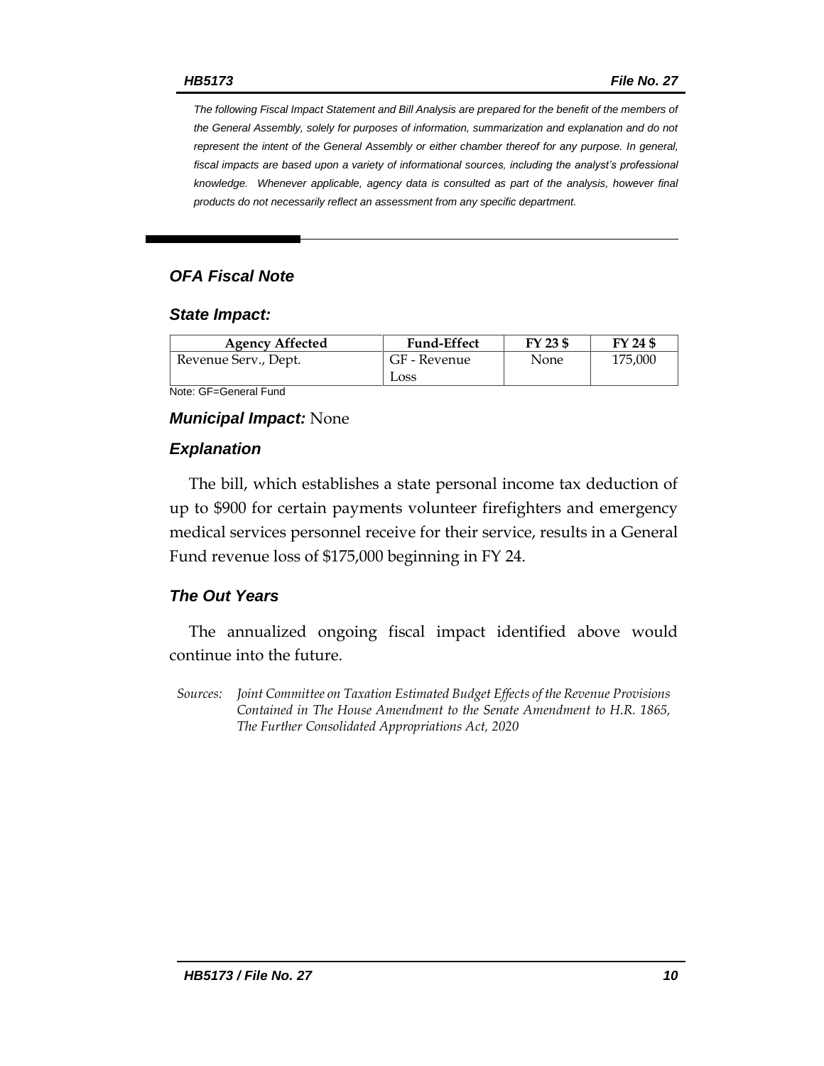*The following Fiscal Impact Statement and Bill Analysis are prepared for the benefit of the members of the General Assembly, solely for purposes of information, summarization and explanation and do not represent the intent of the General Assembly or either chamber thereof for any purpose. In general, fiscal impacts are based upon a variety of informational sources, including the analyst's professional knowledge. Whenever applicable, agency data is consulted as part of the analysis, however final products do not necessarily reflect an assessment from any specific department.*

## *OFA Fiscal Note*

### *State Impact:*

| Agency Affected | Fund-Effect | FY 23 $ | FY 24 $ |
|---|---|---|---|
| Revenue Serv., Dept. | GF - Revenue Loss | None | 175,000 |

Note: GF=General Fund

### *Municipal Impact:* None

### *Explanation*

The bill, which establishes a state personal income tax deduction of up to $900 for certain payments volunteer firefighters and emergency medical services personnel receive for their service, results in a General Fund revenue loss of $175,000 beginning in FY 24.

### *The Out Years*

The annualized ongoing fiscal impact identified above would continue into the future.

*Sources: Joint Committee on Taxation Estimated Budget Effects of the Revenue Provisions Contained in The House Amendment to the Senate Amendment to H.R. 1865, The Further Consolidated Appropriations Act, 2020*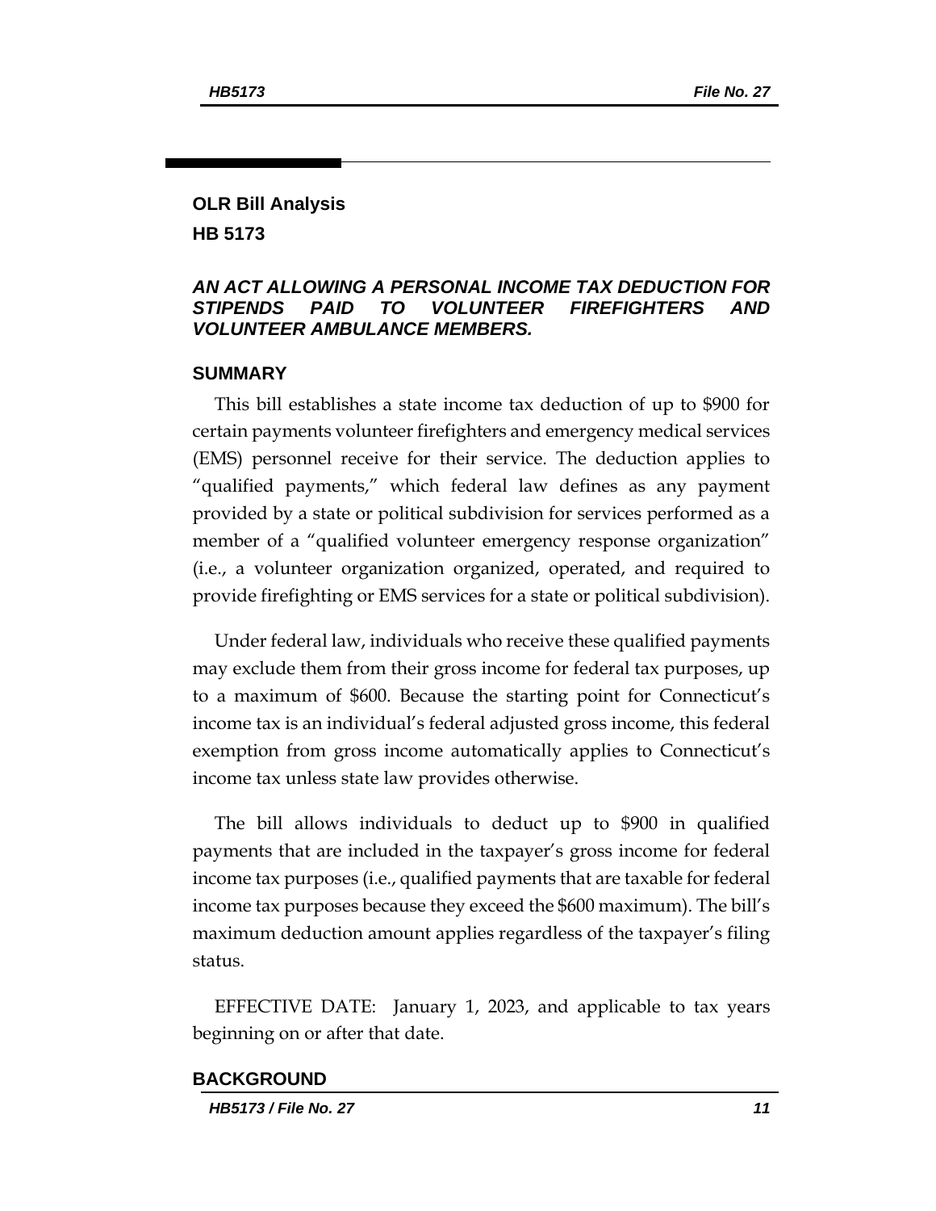## OLR Bill Analysis

## HB 5173

### *AN ACT ALLOWING A PERSONAL INCOME TAX DEDUCTION FOR STIPENDS PAID TO VOLUNTEER FIREFIGHTERS AND VOLUNTEER AMBULANCE MEMBERS.*

### SUMMARY

This bill establishes a state income tax deduction of up to $900 for certain payments volunteer firefighters and emergency medical services (EMS) personnel receive for their service. The deduction applies to "qualified payments," which federal law defines as any payment provided by a state or political subdivision for services performed as a member of a "qualified volunteer emergency response organization" (i.e., a volunteer organization organized, operated, and required to provide firefighting or EMS services for a state or political subdivision).

Under federal law, individuals who receive these qualified payments may exclude them from their gross income for federal tax purposes, up to a maximum of $600. Because the starting point for Connecticut's income tax is an individual's federal adjusted gross income, this federal exemption from gross income automatically applies to Connecticut's income tax unless state law provides otherwise.

The bill allows individuals to deduct up to $900 in qualified payments that are included in the taxpayer's gross income for federal income tax purposes (i.e., qualified payments that are taxable for federal income tax purposes because they exceed the $600 maximum). The bill's maximum deduction amount applies regardless of the taxpayer's filing status.

EFFECTIVE DATE: January 1, 2023, and applicable to tax years beginning on or after that date.

### BACKGROUND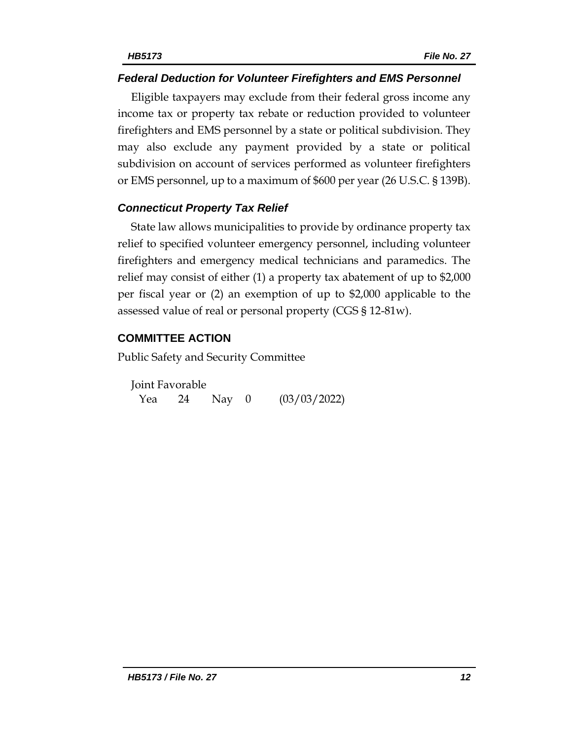### *Federal Deduction for Volunteer Firefighters and EMS Personnel*

Eligible taxpayers may exclude from their federal gross income any income tax or property tax rebate or reduction provided to volunteer firefighters and EMS personnel by a state or political subdivision. They may also exclude any payment provided by a state or political subdivision on account of services performed as volunteer firefighters or EMS personnel, up to a maximum of $600 per year (26 U.S.C. § 139B).

### *Connecticut Property Tax Relief*

State law allows municipalities to provide by ordinance property tax relief to specified volunteer emergency personnel, including volunteer firefighters and emergency medical technicians and paramedics. The relief may consist of either (1) a property tax abatement of up to $2,000 per fiscal year or (2) an exemption of up to $2,000 applicable to the assessed value of real or personal property (CGS § 12-81w).

## COMMITTEE ACTION

Public Safety and Security Committee

Joint Favorable
Yea 24 Nay 0 (03/03/2022)